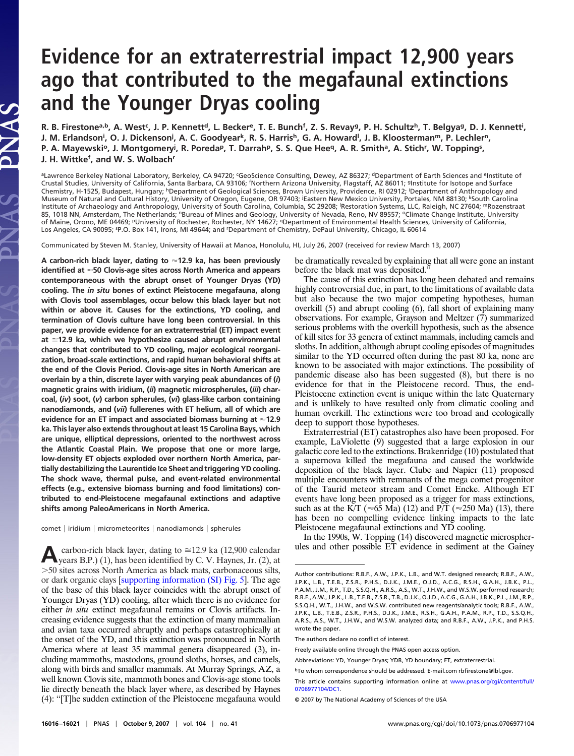# Evidence for an extraterrestrial impact 12,900 years ago that contributed to the megafaunal extinctions and the Younger Dryas cooling

R. B. Firestone[a,b], A. West[c], J. P. Kennett[d], L. Becker[e], T. E. Bunch[f], Z. S. Revay[g], P. H. Schultz[h], T. Belgya[g], D. J. Kennett[i], J. M. Erlandson[i], O. J. Dickenson[j], A. C. Goodyear[k], R. S. Harris[h], G. A. Howard[l], J. B. Kloosterman[m], P. Lechler[n], P. A. Mayewski[o], J. Montgomery[j], R. Poreda[p], T. Darrah[p], S. S. Que Hee[q], A. R. Smith[a], A. Stich[r], W. Topping[s], J. H. Wittke[f], and W. S. Wolbach[r]

[a]Lawrence Berkeley National Laboratory, Berkeley, CA 94720; [c]GeoScience Consulting, Dewey, AZ 86327; [d]Department of Earth Sciences and [e]Institute of Crustal Studies, University of California, Santa Barbara, CA 93106; [f]Northern Arizona University, Flagstaff, AZ 86011; [g]Institute for Isotope and Surface Chemistry, H-1525, Budapest, Hungary; [h]Department of Geological Sciences, Brown University, Providence, RI 02912; [i]Department of Anthropology and Museum of Natural and Cultural History, University of Oregon, Eugene, OR 97403; [j]Eastern New Mexico University, Portales, NM 88130; [k]South Carolina Institute of Archaeology and Anthropology, University of South Carolina, Columbia, SC 29208; [l]Restoration Systems, LLC, Raleigh, NC 27604; [m]Rozenstraat 85, 1018 NN, Amsterdam, The Netherlands; [n]Bureau of Mines and Geology, University of Nevada, Reno, NV 89557; [o]Climate Change Institute, University of Maine, Orono, ME 04469; [p]University of Rochester, Rochester, NY 14627; [q]Department of Environmental Health Sciences, University of California, Los Angeles, CA 90095; [s]P.O. Box 141, Irons, MI 49644; and [r]Department of Chemistry, DePaul University, Chicago, IL 60614

Communicated by Steven M. Stanley, University of Hawaii at Manoa, Honolulu, HI, July 26, 2007 (received for review March 13, 2007)

**A carbon-rich black layer, dating to ≈12.9 ka, has been previously identified at ≈50 Clovis-age sites across North America and appears contemporaneous with the abrupt onset of Younger Dryas (YD) cooling. The *in situ* bones of extinct Pleistocene megafauna, along with Clovis tool assemblages, occur below this black layer but not within or above it. Causes for the extinctions, YD cooling, and termination of Clovis culture have long been controversial. In this paper, we provide evidence for an extraterrestrial (ET) impact event at ≅12.9 ka, which we hypothesize caused abrupt environmental changes that contributed to YD cooling, major ecological reorganization, broad-scale extinctions, and rapid human behavioral shifts at the end of the Clovis Period. Clovis-age sites in North American are overlain by a thin, discrete layer with varying peak abundances of (*i*) magnetic grains with iridium, (*ii*) magnetic microspherules, (*iii*) charcoal, (*iv*) soot, (*v*) carbon spherules, (*vi*) glass-like carbon containing nanodiamonds, and (*vii*) fullerenes with ET helium, all of which are evidence for an ET impact and associated biomass burning at ≈12.9 ka. This layer also extends throughout at least 15 Carolina Bays, which are unique, elliptical depressions, oriented to the northwest across the Atlantic Coastal Plain. We propose that one or more large, low-density ET objects exploded over northern North America, partially destabilizing the Laurentide Ice Sheet and triggering YD cooling. The shock wave, thermal pulse, and event-related environmental effects (e.g., extensive biomass burning and food limitations) contributed to end-Pleistocene megafaunal extinctions and adaptive shifts among PaleoAmericans in North America.**

comet | iridium | micrometeorites | nanodiamonds | spherules

A carbon-rich black layer, dating to ≅12.9 ka (12,900 calendar years B.P.) (1), has been identified by C. V. Haynes, Jr. (2), at >50 sites across North America as black mats, carbonaceous silts, or dark organic clays [supporting information (SI) Fig. 5]. The age of the base of this black layer coincides with the abrupt onset of Younger Dryas (YD) cooling, after which there is no evidence for either *in situ* extinct megafaunal remains or Clovis artifacts. Increasing evidence suggests that the extinction of many mammalian and avian taxa occurred abruptly and perhaps catastrophically at the onset of the YD, and this extinction was pronounced in North America where at least 35 mammal genera disappeared (3), including mammoths, mastodons, ground sloths, horses, and camels, along with birds and smaller mammals. At Murray Springs, AZ, a well known Clovis site, mammoth bones and Clovis-age stone tools lie directly beneath the black layer where, as described by Haynes (4): "[T]he sudden extinction of the Pleistocene megafauna would be dramatically revealed by explaining that all were gone an instant before the black mat was deposited."

The cause of this extinction has long been debated and remains highly controversial due, in part, to the limitations of available data but also because the two major competing hypotheses, human overkill (5) and abrupt cooling (6), fall short of explaining many observations. For example, Grayson and Meltzer (7) summarized serious problems with the overkill hypothesis, such as the absence of kill sites for 33 genera of extinct mammals, including camels and sloths. In addition, although abrupt cooling episodes of magnitudes similar to the YD occurred often during the past 80 ka, none are known to be associated with major extinctions. The possibility of pandemic disease also has been suggested (8), but there is no evidence for that in the Pleistocene record. Thus, the end-Pleistocene extinction event is unique within the late Quaternary and is unlikely to have resulted only from climatic cooling and human overkill. The extinctions were too broad and ecologically deep to support those hypotheses.

Extraterrestrial (ET) catastrophes also have been proposed. For example, LaViolette (9) suggested that a large explosion in our galactic core led to the extinctions. Brakenridge (10) postulated that a supernova killed the megafauna and caused the worldwide deposition of the black layer. Clube and Napier (11) proposed multiple encounters with remnants of the mega comet progenitor of the Taurid meteor stream and Comet Encke. Although ET events have long been proposed as a trigger for mass extinctions, such as at the K/T (≈65 Ma) (12) and P/T (≈250 Ma) (13), there has been no compelling evidence linking impacts to the late Pleistocene megafaunal extinctions and YD cooling.

In the 1990s, W. Topping (14) discovered magnetic microspherules and other possible ET evidence in sediment at the Gainey

---

Author contributions: R.B.F., A.W., J.P.K., L.B., and W.T. designed research; R.B.F., A.W., J.P.K., L.B., T.E.B., Z.S.R., P.H.S., D.J.K., J.M.E., O.J.D., A.C.G., R.S.H., G.A.H., J.B.K., P.L., P.A.M., J.M., R.P., T.D., S.S.Q.H., A.R.S., A.S., W.T., J.H.W., and W.S.W. performed research; R.B.F., A.W., J.P.K., L.B., T.E.B., Z.S.R., T.B., D.J.K., O.J.D., A.C.G., G.A.H., J.B.K., P.L., J.M., R.P., S.S.Q.H., W.T., J.H.W., and W.S.W. contributed new reagents/analytic tools; R.B.F., A.W., J.P.K., L.B., T.E.B., Z.S.R., P.H.S., D.J.K., J.M.E., R.S.H., G.A.H., P.A.M., R.P., T.D., S.S.Q.H., A.R.S., A.S., W.T., J.H.W., and W.S.W. analyzed data; and R.B.F., A.W., J.P.K., and P.H.S. wrote the paper.

The authors declare no conflict of interest.

Freely available online through the PNAS open access option.

Abbreviations: YD, Younger Dryas; YDB, YD boundary; ET, extraterrestrial.

[b]To whom correspondence should be addressed. E-mail.com rbfirestone@lbl.gov.

This article contains supporting information online at www.pnas.org/cgi/content/full/0706977104/DC1.

© 2007 by The National Academy of Sciences of the USA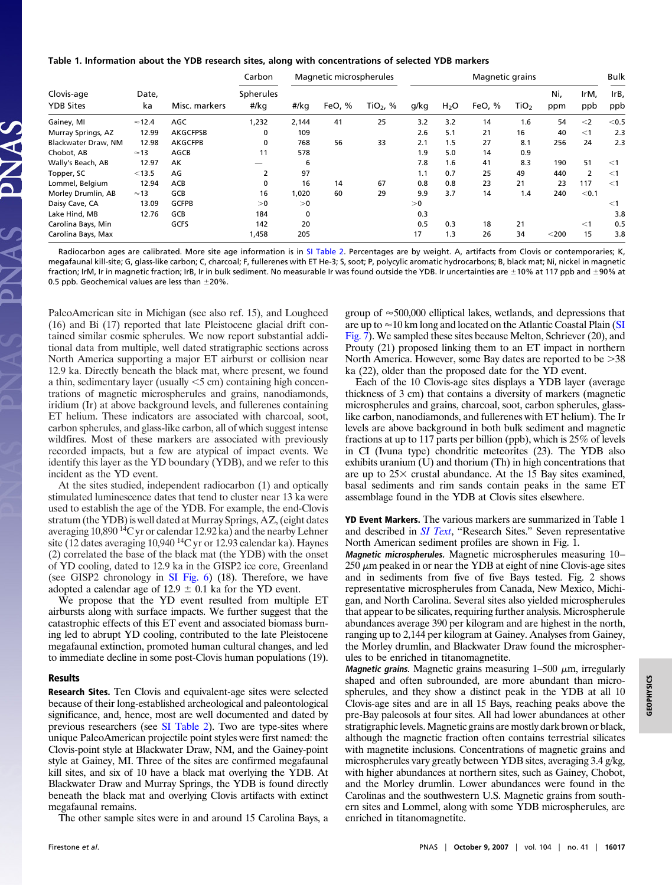**Table 1. Information about the YDB research sites, along with concentrations of selected YDB markers**

| Clovis-age YDB Sites | Date, ka | Misc. markers | Carbon | Magnetic microspherules | | | Magnetic grains | | | | | | Bulk |
|---|---|---|---|---|---|---|---|---|---|---|---|---|---|
| | | | Spheres #/kg | #/kg | FeO, % | $TiO_2$, % | g/kg | $H_2O$ | FeO, % | $TiO_2$ | Ni, ppm | IrM, ppb | IrB, ppb |
| Gainey, MI | ≈12.4 | AGC | 1,232 | 2,144 | 41 | 25 | 3.2 | 3.2 | 14 | 1.6 | 54 | <2 | <0.5 |
| Murray Springs, AZ | 12.99 | AKGCFPSB | 0 | 109 | | | 2.6 | 5.1 | 21 | 16 | 40 | <1 | 2.3 |
| Blackwater Draw, NM | 12.98 | AKGCFPB | 0 | 768 | 56 | 33 | 2.1 | 1.5 | 27 | 8.1 | 256 | 24 | 2.3 |
| Chobot, AB | ≈13 | AGCB | 11 | 578 | | | 1.9 | 5.0 | 14 | 0.9 | | | |
| Wally's Beach, AB | 12.97 | AK | — | 6 | | | 7.8 | 1.6 | 41 | 8.3 | 190 | 51 | <1 |
| Topper, SC | <13.5 | AG | 2 | 97 | | | 1.1 | 0.7 | 25 | 49 | 440 | 2 | <1 |
| Lommel, Belgium | 12.94 | ACB | 0 | 16 | 14 | 67 | 0.8 | 0.8 | 23 | 21 | 23 | 117 | <1 |
| Morley Drumlin, AB | ≈13 | GCB | 16 | 1,020 | 60 | 29 | 9.9 | 3.7 | 14 | 1.4 | 240 | <0.1 | |
| Daisy Cave, CA | 13.09 | GCFPB | >0 | >0 | | | >0 | | | | | | <1 |
| Lake Hind, MB | 12.76 | GCB | 184 | 0 | | | 0.3 | | | | | | 3.8 |
| Carolina Bays, Min | | GCFS | 142 | 20 | | | 0.5 | 0.3 | 18 | 21 | | <1 | 0.5 |
| Carolina Bays, Max | | | 1,458 | 205 | | | 17 | 1.3 | 26 | 34 | <200 | 15 | 3.8 |

Radiocarbon ages are calibrated. More site age information is in SI Table 2. Percentages are by weight. A, artifacts from Clovis or contemporaries; K, megafaunal kill-site; G, glass-like carbon; C, charcoal; F, fullerenes with ET He-3; S, soot; P, polycyclic aromatic hydrocarbons; B, black mat; Ni, nickel in magnetic fraction; IrM, Ir in magnetic fraction; IrB, Ir in bulk sediment. No measurable Ir was found outside the YDB. Ir uncertainties are ±10% at 117 ppb and ±90% at 0.5 ppb. Geochemical values are less than ±20%.

PaleoAmerican site in Michigan (see also ref. 15), and Lougheed (16) and Bi (17) reported that late Pleistocene glacial drift contained similar cosmic spherules. We now report substantial additional data from multiple, well dated stratigraphic sections across North America supporting a major ET airburst or collision near 12.9 ka. Directly beneath the black mat, where present, we found a thin, sedimentary layer (usually <5 cm) containing high concentrations of magnetic microspherules and grains, nanodiamonds, iridium (Ir) at above background levels, and fullerenes containing ET helium. These indicators are associated with charcoal, soot, carbon spherules, and glass-like carbon, all of which suggest intense wildfires. Most of these markers are associated with previously recorded impacts, but a few are atypical of impact events. We identify this layer as the YD boundary (YDB), and we refer to this incident as the YD event.

At the sites studied, independent radiocarbon (1) and optically stimulated luminescence dates that tend to cluster near 13 ka were used to establish the age of the YDB. For example, the end-Clovis stratum (the YDB) is well dated at Murray Springs, AZ, (eight dates averaging 10,890 $^{14}C$ yr or calendar 12.92 ka) and the nearby Lehner site (12 dates averaging 10,940 $^{14}C$ yr or 12.93 calendar ka). Haynes (2) correlated the base of the black mat (the YDB) with the onset of YD cooling, dated to 12.9 ka in the GISP2 ice core, Greenland (see GISP2 chronology in SI Fig. 6) (18). Therefore, we have adopted a calendar age of 12.9 ± 0.1 ka for the YD event.

We propose that the YD event resulted from multiple ET airbursts along with surface impacts. We further suggest that the catastrophic effects of this ET event and associated biomass burning led to abrupt YD cooling, contributed to the late Pleistocene megafaunal extinction, promoted human cultural changes, and led to immediate decline in some post-Clovis human populations (19).

## Results

**Research Sites.** Ten Clovis and equivalent-age sites were selected because of their long-established archeological and paleontological significance, and, hence, are well documented and dated by previous researchers (see SI Table 2). Two are type-sites where unique PaleoAmerican projectile point styles were first named: the Clovis-point style at Blackwater Draw, NM, and the Gainey-point style at Gainey, MI. Three of the sites are confirmed megafaunal kill sites, and six of 10 have a black mat overlying the YDB. At Blackwater Draw and Murray Springs, the YDB is found directly beneath the black mat and overlying Clovis artifacts with extinct megafaunal remains.

The other sample sites were in and around 15 Carolina Bays, a group of ≈500,000 elliptical lakes, wetlands, and depressions that are up to ≈10 km long and located on the Atlantic Coastal Plain (SI Fig. 7). We sampled these sites because Melton, Schriever (20), and Prouty (21) proposed linking them to an ET impact in northern North America. However, some Bay dates are reported to be >38 ka (22), older than the proposed date for the YD event.

Each of the 10 Clovis-age sites displays a YDB layer (average thickness of 3 cm) that contains a diversity of markers (magnetic microspherules and grains, charcoal, soot, carbon spherules, glass-like carbon, nanodiamonds, and fullerenes with ET helium). The Ir levels are above background in both bulk sediment and magnetic fractions at up to 117 parts per billion (ppb), which is 25% of levels in CI (Ivuna type) chondritic meteorites (23). The YDB also exhibits uranium (U) and thorium (Th) in high concentrations that are up to 25× crustal abundance. At the 15 Bay sites examined, basal sediments and rim sands contain peaks in the same ET assemblage found in the YDB at Clovis sites elsewhere.

**YD Event Markers.** The various markers are summarized in Table 1 and described in *SI Text*, "Research Sites." Seven representative North American sediment profiles are shown in Fig. 1.

***Magnetic microspherules.*** Magnetic microspherules measuring 10–250 $\mu$m peaked in or near the YDB at eight of nine Clovis-age sites and in sediments from five of five Bays tested. Fig. 2 shows representative microspherules from Canada, New Mexico, Michigan, and North Carolina. Several sites also yielded microspherules that appear to be silicates, requiring further analysis. Microspherule abundances average 390 per kilogram and are highest in the north, ranging up to 2,144 per kilogram at Gainey. Analyses from Gainey, the Morley drumlin, and Blackwater Draw found the microspherules to be enriched in titanomagnetite.

***Magnetic grains.*** Magnetic grains measuring 1–500 $\mu$m, irregularly shaped and often subrounded, are more abundant than microspherules, and they show a distinct peak in the YDB at all 10 Clovis-age sites and are in all 15 Bays, reaching peaks above the pre-Bay paleosols at four sites. All had lower abundances at other stratigraphic levels. Magnetic grains are mostly dark brown or black, although the magnetic fraction often contains terrestrial silicates with magnetite inclusions. Concentrations of magnetic grains and microspherules vary greatly between YDB sites, averaging 3.4 g/kg, with higher abundances at northern sites, such as Gainey, Chobot, and the Morley drumlin. Lower abundances were found in the Carolinas and the southwestern U.S. Magnetic grains from southern sites and Lommel, along with some YDB microspherules, are enriched in titanomagnetite.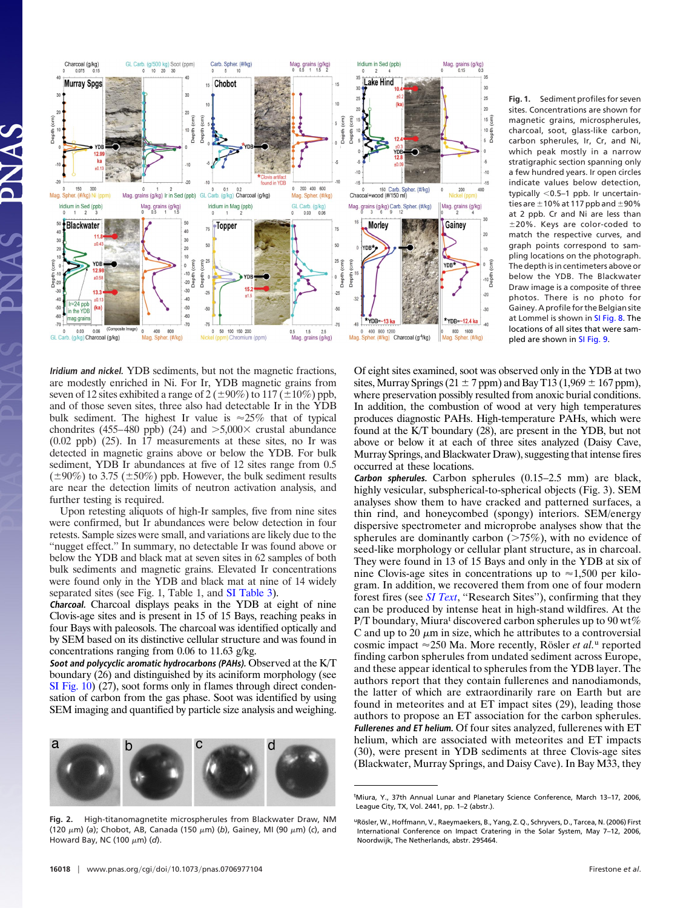**Fig. 1.** Sediment profiles for seven sites. Concentrations are shown for magnetic grains, microspherules, charcoal, soot, glass-like carbon, carbon spherules, Ir, Cr, and Ni, which peak mostly in a narrow stratigraphic section spanning only a few hundred years. Ir open circles indicate values below detection, typically <0.5–1 ppb. Ir uncertainties are ±10% at 117 ppb and ±90% at 2 ppb. Cr and Ni are less than ±20%. Keys are color-coded to match the respective curves, and graph points correspond to sampling locations on the photograph. The depth is in centimeters above or below the YDB. The Blackwater Draw image is a composite of three photos. There is no photo for Gainey. A profile for the Belgian site at Lommel is shown in SI Fig. 8. The locations of all sites that were sampled are shown in SI Fig. 9.

***Iridium and nickel.*** YDB sediments, but not the magnetic fractions, are modestly enriched in Ni. For Ir, YDB magnetic grains from seven of 12 sites exhibited a range of 2 (±90%) to 117 (±10%) ppb, and of those seven sites, three also had detectable Ir in the YDB bulk sediment. The highest Ir value is ≈25% that of typical chondrites (455–480 ppb) (24) and >5,000× crustal abundance (0.02 ppb) (25). In 17 measurements at these sites, no Ir was detected in magnetic grains above or below the YDB. For bulk sediment, YDB Ir abundances at five of 12 sites range from 0.5 (±90%) to 3.75 (±50%) ppb. However, the bulk sediment results are near the detection limits of neutron activation analysis, and further testing is required.

Upon retesting aliquots of high-Ir samples, five from nine sites were confirmed, but Ir abundances were below detection in four retests. Sample sizes were small, and variations are likely due to the "nugget effect." In summary, no detectable Ir was found above or below the YDB and black mat at seven sites in 62 samples of both bulk sediments and magnetic grains. Elevated Ir concentrations were found only in the YDB and black mat at nine of 14 widely separated sites (see Fig. 1, Table 1, and SI Table 3).

***Charcoal.*** Charcoal displays peaks in the YDB at eight of nine Clovis-age sites and is present in 15 of 15 Bays, reaching peaks in four Bays with paleosols. The charcoal was identified optically and by SEM based on its distinctive cellular structure and was found in concentrations ranging from 0.06 to 11.63 g/kg.

***Soot and polycyclic aromatic hydrocarbons (PAHs).*** Observed at the K/T boundary (26) and distinguished by its aciniform morphology (see SI Fig. 10) (27), soot forms only in flames through direct condensation of carbon from the gas phase. Soot was identified by using SEM imaging and quantified by particle size analysis and weighing.

**Fig. 2.** High-titanomagnetite microspherules from Blackwater Draw, NM (120 μm) (*a*); Chobot, AB, Canada (150 μm) (*b*), Gainey, MI (90 μm) (*c*), and Howard Bay, NC (100 μm) (*d*).

Of eight sites examined, soot was observed only in the YDB at two sites, Murray Springs (21 ± 7 ppm) and Bay T13 (1,969 ± 167 ppm), where preservation possibly resulted from anoxic burial conditions. In addition, the combustion of wood at very high temperatures produces diagnostic PAHs. High-temperature PAHs, which were found at the K/T boundary (28), are present in the YDB, but not above or below it at each of three sites analyzed (Daisy Cave, Murray Springs, and Blackwater Draw), suggesting that intense fires occurred at these locations.

***Carbon spherules.*** Carbon spherules (0.15–2.5 mm) are black, highly vesicular, subspherical-to-spherical objects (Fig. 3). SEM analyses show them to have cracked and patterned surfaces, a thin rind, and honeycombed (spongy) interiors. SEM/energy dispersive spectrometer and microprobe analyses show that the spherules are dominantly carbon (>75%), with no evidence of seed-like morphology or cellular plant structure, as in charcoal. They were found in 13 of 15 Bays and only in the YDB at six of nine Clovis-age sites in concentrations up to ≈1,500 per kilogram. In addition, we recovered them from one of four modern forest fires (see *SI Text*, "Research Sites"), confirming that they can be produced by intense heat in high-stand wildfires. At the P/T boundary, Miura[t] discovered carbon spherules up to 90 wt% C and up to 20 μm in size, which he attributes to a controversial cosmic impact ≈250 Ma. More recently, Rösler *et al.*[u] reported finding carbon spherules from undated sediment across Europe, and these appear identical to spherules from the YDB layer. The authors report that they contain fullerenes and nanodiamonds, the latter of which are extraordinarily rare on Earth but are found in meteorites and at ET impact sites (29), leading those authors to propose an ET association for the carbon spherules.

***Fullerenes and ET helium.*** Of four sites analyzed, fullerenes with ET helium, which are associated with meteorites and ET impacts (30), were present in YDB sediments at three Clovis-age sites (Blackwater, Murray Springs, and Daisy Cave). In Bay M33, they

[t]Miura, Y., 37th Annual Lunar and Planetary Science Conference, March 13–17, 2006, League City, TX, Vol. 2441, pp. 1–2 (abstr.).

[u]Rösler, W., Hoffmann, V., Raeymaekers, B., Yang, Z. Q., Schryvers, D., Tarcea, N. (2006) First International Conference on Impact Cratering in the Solar System, May 7–12, 2006, Noordwijk, The Netherlands, abstr. 295464.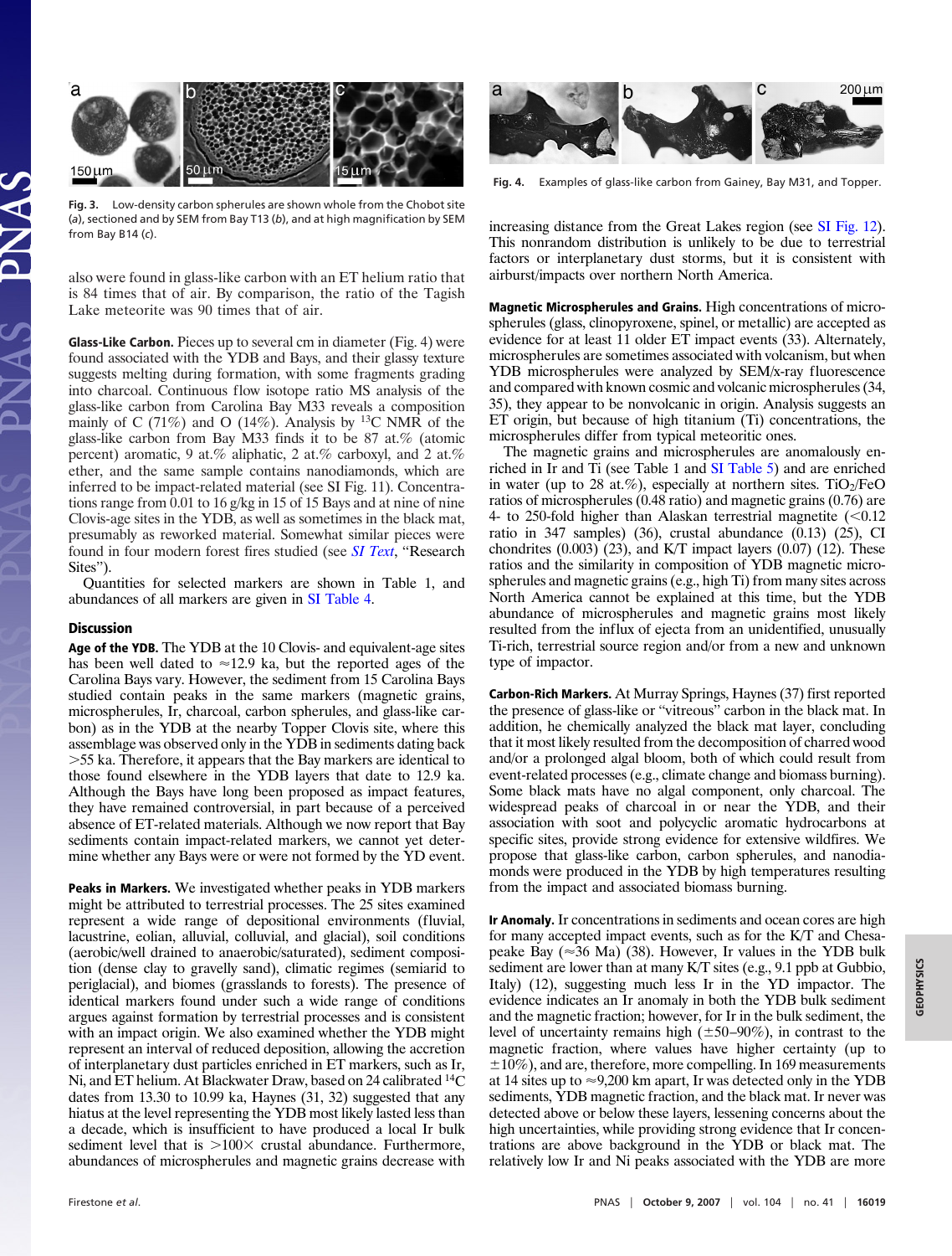Fig. 3. Low-density carbon spherules are shown whole from the Chobot site (*a*), sectioned and by SEM from Bay T13 (*b*), and at high magnification by SEM from Bay B14 (*c*).

also were found in glass-like carbon with an ET helium ratio that is 84 times that of air. By comparison, the ratio of the Tagish Lake meteorite was 90 times that of air.

**Glass-Like Carbon.** Pieces up to several cm in diameter (Fig. 4) were found associated with the YDB and Bays, and their glassy texture suggests melting during formation, with some fragments grading into charcoal. Continuous flow isotope ratio MS analysis of the glass-like carbon from Carolina Bay M33 reveals a composition mainly of C (71%) and O (14%). Analysis by $^{13}C$ NMR of the glass-like carbon from Bay M33 finds it to be 87 at.% (atomic percent) aromatic, 9 at.% aliphatic, 2 at.% carboxyl, and 2 at.% ether, and the same sample contains nanodiamonds, which are inferred to be impact-related material (see SI Fig. 11). Concentrations range from 0.01 to 16 g/kg in 15 of 15 Bays and at nine of nine Clovis-age sites in the YDB, as well as sometimes in the black mat, presumably as reworked material. Somewhat similar pieces were found in four modern forest fires studied (see *SI Text*, "Research Sites").

Quantities for selected markers are shown in Table 1, and abundances of all markers are given in SI Table 4.

## Discussion

**Age of the YDB.** The YDB at the 10 Clovis- and equivalent-age sites has been well dated to ≈12.9 ka, but the reported ages of the Carolina Bays vary. However, the sediment from 15 Carolina Bays studied contain peaks in the same markers (magnetic grains, microspherules, Ir, charcoal, carbon spherules, and glass-like carbon) as in the YDB at the nearby Topper Clovis site, where this assemblage was observed only in the YDB in sediments dating back >55 ka. Therefore, it appears that the Bay markers are identical to those found elsewhere in the YDB layers that date to 12.9 ka. Although the Bays have long been proposed as impact features, they have remained controversial, in part because of a perceived absence of ET-related materials. Although we now report that Bay sediments contain impact-related markers, we cannot yet determine whether any Bays were or were not formed by the YD event.

**Peaks in Markers.** We investigated whether peaks in YDB markers might be attributed to terrestrial processes. The 25 sites examined represent a wide range of depositional environments (fluvial, lacustrine, eolian, alluvial, colluvial, and glacial), soil conditions (aerobic/well drained to anaerobic/saturated), sediment composition (dense clay to gravelly sand), climatic regimes (semiarid to periglacial), and biomes (grasslands to forests). The presence of identical markers found under such a wide range of conditions argues against formation by terrestrial processes and is consistent with an impact origin. We also examined whether the YDB might represent an interval of reduced deposition, allowing the accretion of interplanetary dust particles enriched in ET markers, such as Ir, Ni, and ET helium. At Blackwater Draw, based on 24 calibrated $^{14}C$ dates from 13.30 to 10.99 ka, Haynes (31, 32) suggested that any hiatus at the level representing the YDB most likely lasted less than a decade, which is insufficient to have produced a local Ir bulk sediment level that is >100× crustal abundance. Furthermore, abundances of microspherules and magnetic grains decrease with increasing distance from the Great Lakes region (see SI Fig. 12). This nonrandom distribution is unlikely to be due to terrestrial factors or interplanetary dust storms, but it is consistent with airburst/impacts over northern North America.

Fig. 4. Examples of glass-like carbon from Gainey, Bay M31, and Topper.

**Magnetic Microspherules and Grains.** High concentrations of microspherules (glass, clinopyroxene, spinel, or metallic) are accepted as evidence for at least 11 older ET impact events (33). Alternately, microspherules are sometimes associated with volcanism, but when YDB microspherules were analyzed by SEM/x-ray fluorescence and compared with known cosmic and volcanic microspherules (34, 35), they appear to be nonvolcanic in origin. Analysis suggests an ET origin, but because of high titanium (Ti) concentrations, the microspherules differ from typical meteoritic ones.

The magnetic grains and microspherules are anomalously enriched in Ir and Ti (see Table 1 and SI Table 5) and are enriched in water (up to 28 at.%), especially at northern sites. $TiO_2/FeO$ ratios of microspherules (0.48 ratio) and magnetic grains (0.76) are 4- to 250-fold higher than Alaskan terrestrial magnetite (<0.12 ratio in 347 samples) (36), crustal abundance (0.13) (25), CI chondrites (0.003) (23), and K/T impact layers (0.07) (12). These ratios and the similarity in composition of YDB magnetic microspherules and magnetic grains (e.g., high Ti) from many sites across North America cannot be explained at this time, but the YDB abundance of microspherules and magnetic grains most likely resulted from the influx of ejecta from an unidentified, unusually Ti-rich, terrestrial source region and/or from a new and unknown type of impactor.

**Carbon-Rich Markers.** At Murray Springs, Haynes (37) first reported the presence of glass-like or "vitreous" carbon in the black mat. In addition, he chemically analyzed the black mat layer, concluding that it most likely resulted from the decomposition of charred wood and/or a prolonged algal bloom, both of which could result from event-related processes (e.g., climate change and biomass burning). Some black mats have no algal component, only charcoal. The widespread peaks of charcoal in or near the YDB, and their association with soot and polycyclic aromatic hydrocarbons at specific sites, provide strong evidence for extensive wildfires. We propose that glass-like carbon, carbon spherules, and nanodiamonds were produced in the YDB by high temperatures resulting from the impact and associated biomass burning.

**Ir Anomaly.** Ir concentrations in sediments and ocean cores are high for many accepted impact events, such as for the K/T and Chesapeake Bay (≈36 Ma) (38). However, Ir values in the YDB bulk sediment are lower than at many K/T sites (e.g., 9.1 ppb at Gubbio, Italy) (12), suggesting much less Ir in the YD impactor. The evidence indicates an Ir anomaly in both the YDB bulk sediment and the magnetic fraction; however, for Ir in the bulk sediment, the level of uncertainty remains high (±50–90%), in contrast to the magnetic fraction, where values have higher certainty (up to ±10%), and are, therefore, more compelling. In 169 measurements at 14 sites up to ≈9,200 km apart, Ir was detected only in the YDB sediments, YDB magnetic fraction, and the black mat. Ir never was detected above or below these layers, lessening concerns about the high uncertainties, while providing strong evidence that Ir concentrations are above background in the YDB or black mat. The relatively low Ir and Ni peaks associated with the YDB are more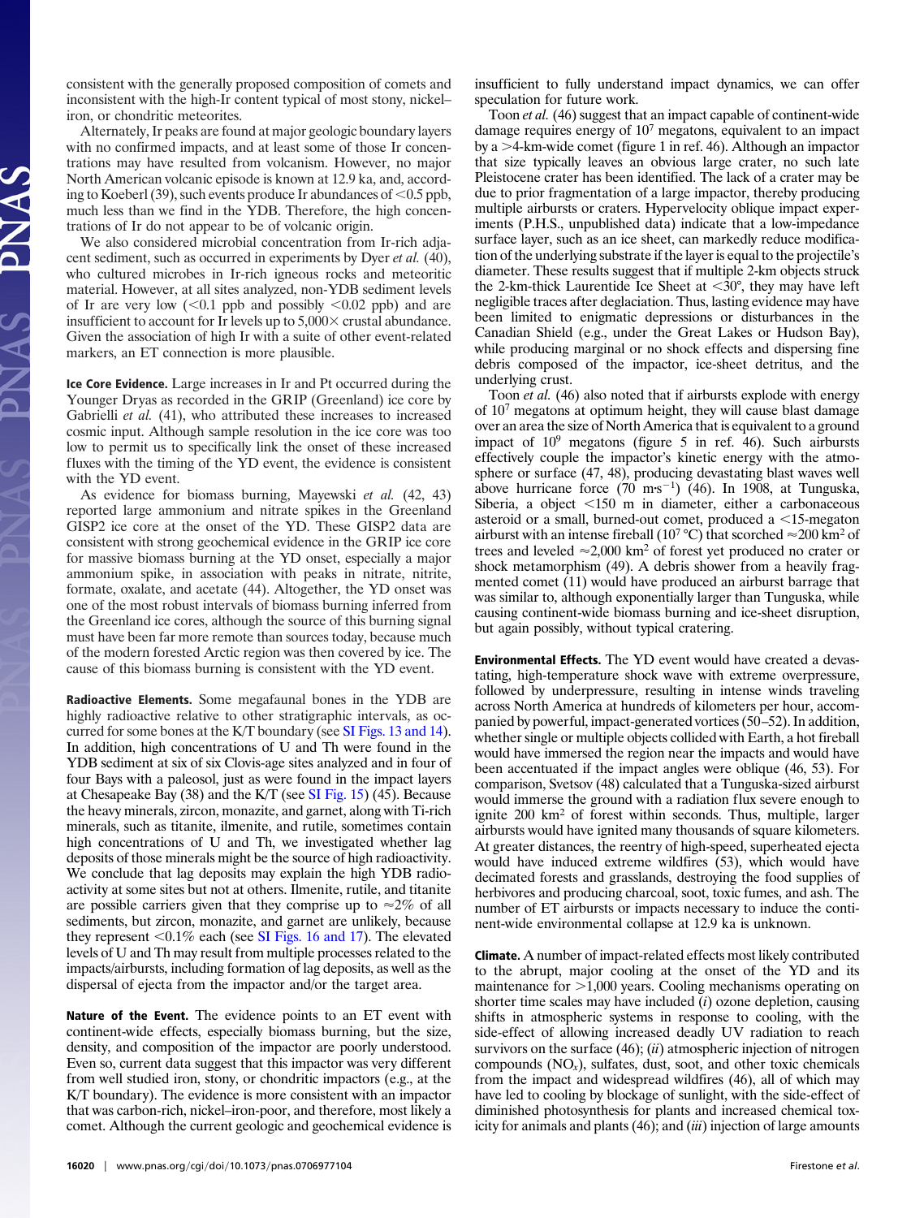consistent with the generally proposed composition of comets and inconsistent with the high-Ir content typical of most stony, nickel–iron, or chondritic meteorites.

Alternately, Ir peaks are found at major geologic boundary layers with no confirmed impacts, and at least some of those Ir concentrations may have resulted from volcanism. However, no major North American volcanic episode is known at 12.9 ka, and, according to Koeberl (39), such events produce Ir abundances of <0.5 ppb, much less than we find in the YDB. Therefore, the high concentrations of Ir do not appear to be of volcanic origin.

We also considered microbial concentration from Ir-rich adjacent sediment, such as occurred in experiments by Dyer *et al.* (40), who cultured microbes in Ir-rich igneous rocks and meteoritic material. However, at all sites analyzed, non-YDB sediment levels of Ir are very low (<0.1 ppb and possibly <0.02 ppb) and are insufficient to account for Ir levels up to 5,000× crustal abundance. Given the association of high Ir with a suite of other event-related markers, an ET connection is more plausible.

**Ice Core Evidence.** Large increases in Ir and Pt occurred during the Younger Dryas as recorded in the GRIP (Greenland) ice core by Gabrielli *et al.* (41), who attributed these increases to increased cosmic input. Although sample resolution in the ice core was too low to permit us to specifically link the onset of these increased fluxes with the timing of the YD event, the evidence is consistent with the YD event.

As evidence for biomass burning, Mayewski *et al.* (42, 43) reported large ammonium and nitrate spikes in the Greenland GISP2 ice core at the onset of the YD. These GISP2 data are consistent with strong geochemical evidence in the GRIP ice core for massive biomass burning at the YD onset, especially a major ammonium spike, in association with peaks in nitrate, nitrite, formate, oxalate, and acetate (44). Altogether, the YD onset was one of the most robust intervals of biomass burning inferred from the Greenland ice cores, although the source of this burning signal must have been far more remote than sources today, because much of the modern forested Arctic region was then covered by ice. The cause of this biomass burning is consistent with the YD event.

**Radioactive Elements.** Some megafaunal bones in the YDB are highly radioactive relative to other stratigraphic intervals, as occurred for some bones at the K/T boundary (see SI Figs. 13 and 14). In addition, high concentrations of U and Th were found in the YDB sediment at six of six Clovis-age sites analyzed and in four of four Bays with a paleosol, just as were found in the impact layers at Chesapeake Bay (38) and the K/T (see SI Fig. 15) (45). Because the heavy minerals, zircon, monazite, and garnet, along with Ti-rich minerals, such as titanite, ilmenite, and rutile, sometimes contain high concentrations of U and Th, we investigated whether lag deposits of those minerals might be the source of high radioactivity. We conclude that lag deposits may explain the high YDB radioactivity at some sites but not at others. Ilmenite, rutile, and titanite are possible carriers given that they comprise up to ≈2% of all sediments, but zircon, monazite, and garnet are unlikely, because they represent <0.1% each (see SI Figs. 16 and 17). The elevated levels of U and Th may result from multiple processes related to the impacts/airbursts, including formation of lag deposits, as well as the dispersal of ejecta from the impactor and/or the target area.

**Nature of the Event.** The evidence points to an ET event with continent-wide effects, especially biomass burning, but the size, density, and composition of the impactor are poorly understood. Even so, current data suggest that this impactor was very different from well studied iron, stony, or chondritic impactors (e.g., at the K/T boundary). The evidence is more consistent with an impactor that was carbon-rich, nickel–iron-poor, and therefore, most likely a comet. Although the current geologic and geochemical evidence is insufficient to fully understand impact dynamics, we can offer speculation for future work.

Toon *et al.* (46) suggest that an impact capable of continent-wide damage requires energy of $10^7$ megatons, equivalent to an impact by a >4-km-wide comet (figure 1 in ref. 46). Although an impactor that size typically leaves an obvious large crater, no such late Pleistocene crater has been identified. The lack of a crater may be due to prior fragmentation of a large impactor, thereby producing multiple airbursts or craters. Hypervelocity oblique impact experiments (P.H.S., unpublished data) indicate that a low-impedance surface layer, such as an ice sheet, can markedly reduce modification of the underlying substrate if the layer is equal to the projectile's diameter. These results suggest that if multiple 2-km objects struck the 2-km-thick Laurentide Ice Sheet at <30°, they may have left negligible traces after deglaciation. Thus, lasting evidence may have been limited to enigmatic depressions or disturbances in the Canadian Shield (e.g., under the Great Lakes or Hudson Bay), while producing marginal or no shock effects and dispersing fine debris composed of the impactor, ice-sheet detritus, and the underlying crust.

Toon *et al.* (46) also noted that if airbursts explode with energy of $10^7$ megatons at optimum height, they will cause blast damage over an area the size of North America that is equivalent to a ground impact of $10^9$ megatons (figure 5 in ref. 46). Such airbursts effectively couple the impactor's kinetic energy with the atmosphere or surface (47, 48), producing devastating blast waves well above hurricane force (70 $m \cdot s^{-1}$) (46). In 1908, at Tunguska, Siberia, a object <150 m in diameter, either a carbonaceous asteroid or a small, burned-out comet, produced a <15-megaton airburst with an intense fireball ($10^7$ °C) that scorched ≈200 $km^2$ of trees and leveled ≈2,000 $km^2$ of forest yet produced no crater or shock metamorphism (49). A debris shower from a heavily fragmented comet (11) would have produced an airburst barrage that was similar to, although exponentially larger than Tunguska, while causing continent-wide biomass burning and ice-sheet disruption, but again possibly, without typical cratering.

**Environmental Effects.** The YD event would have created a devastating, high-temperature shock wave with extreme overpressure, followed by underpressure, resulting in intense winds traveling across North America at hundreds of kilometers per hour, accompanied by powerful, impact-generated vortices (50–52). In addition, whether single or multiple objects collided with Earth, a hot fireball would have immersed the region near the impacts and would have been accentuated if the impact angles were oblique (46, 53). For comparison, Svetsov (48) calculated that a Tunguska-sized airburst would immerse the ground with a radiation flux severe enough to ignite 200 $km^2$ of forest within seconds. Thus, multiple, larger airbursts would have ignited many thousands of square kilometers. At greater distances, the reentry of high-speed, superheated ejecta would have induced extreme wildfires (53), which would have decimated forests and grasslands, destroying the food supplies of herbivores and producing charcoal, soot, toxic fumes, and ash. The number of ET airbursts or impacts necessary to induce the continent-wide environmental collapse at 12.9 ka is unknown.

**Climate.** A number of impact-related effects most likely contributed to the abrupt, major cooling at the onset of the YD and its maintenance for >1,000 years. Cooling mechanisms operating on shorter time scales may have included (*i*) ozone depletion, causing shifts in atmospheric systems in response to cooling, with the side-effect of allowing increased deadly UV radiation to reach survivors on the surface (46); (*ii*) atmospheric injection of nitrogen compounds ($NO_x$), sulfates, dust, soot, and other toxic chemicals from the impact and widespread wildfires (46), all of which may have led to cooling by blockage of sunlight, with the side-effect of diminished photosynthesis for plants and increased chemical toxicity for animals and plants (46); and (*iii*) injection of large amounts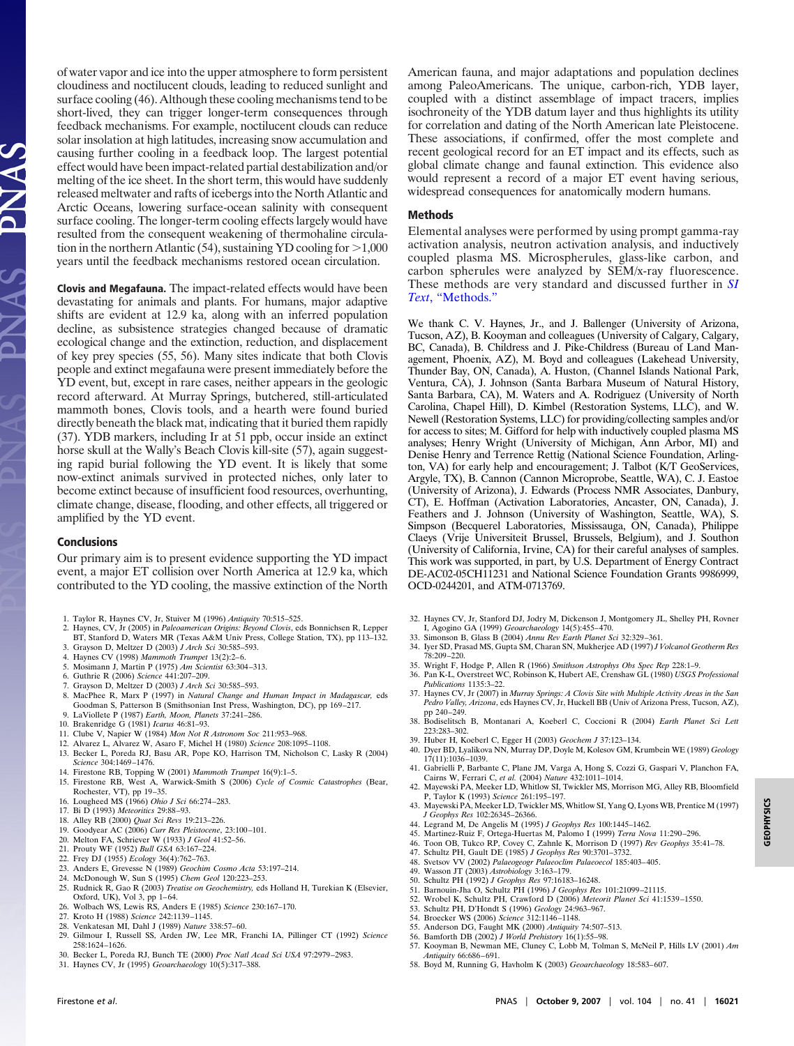of water vapor and ice into the upper atmosphere to form persistent cloudiness and noctilucent clouds, leading to reduced sunlight and surface cooling (46). Although these cooling mechanisms tend to be short-lived, they can trigger longer-term consequences through feedback mechanisms. For example, noctilucent clouds can reduce solar insolation at high latitudes, increasing snow accumulation and causing further cooling in a feedback loop. The largest potential effect would have been impact-related partial destabilization and/or melting of the ice sheet. In the short term, this would have suddenly released meltwater and rafts of icebergs into the North Atlantic and Arctic Oceans, lowering surface-ocean salinity with consequent surface cooling. The longer-term cooling effects largely would have resulted from the consequent weakening of thermohaline circulation in the northern Atlantic (54), sustaining YD cooling for >1,000 years until the feedback mechanisms restored ocean circulation.

**Clovis and Megafauna.** The impact-related effects would have been devastating for animals and plants. For humans, major adaptive shifts are evident at 12.9 ka, along with an inferred population decline, as subsistence strategies changed because of dramatic ecological change and the extinction, reduction, and displacement of key prey species (55, 56). Many sites indicate that both Clovis people and extinct megafauna were present immediately before the YD event, but, except in rare cases, neither appears in the geologic record afterward. At Murray Springs, butchered, still-articulated mammoth bones, Clovis tools, and a hearth were found buried directly beneath the black mat, indicating that it buried them rapidly (37). YDB markers, including Ir at 51 ppb, occur inside an extinct horse skull at the Wally's Beach Clovis kill-site (57), again suggesting rapid burial following the YD event. It is likely that some now-extinct animals survived in protected niches, only later to become extinct because of insufficient food resources, overhunting, climate change, disease, flooding, and other effects, all triggered or amplified by the YD event.

## Conclusions

Our primary aim is to present evidence supporting the YD impact event, a major ET collision over North America at 12.9 ka, which contributed to the YD cooling, the massive extinction of the North American fauna, and major adaptations and population declines among PaleoAmericans. The unique, carbon-rich, YDB layer, coupled with a distinct assemblage of impact tracers, implies isochroneity of the YDB datum layer and thus highlights its utility for correlation and dating of the North American late Pleistocene. These associations, if confirmed, offer the most complete and recent geological record for an ET impact and its effects, such as global climate change and faunal extinction. This evidence also would represent a record of a major ET event having serious, widespread consequences for anatomically modern humans.

## Methods

Elemental analyses were performed by using prompt gamma-ray activation analysis, neutron activation analysis, and inductively coupled plasma MS. Microspherules, glass-like carbon, and carbon spherules were analyzed by SEM/x-ray fluorescence. These methods are very standard and discussed further in *SI Text*, "Methods."

We thank C. V. Haynes, Jr., and J. Ballenger (University of Arizona, Tucson, AZ), B. Kooyman and colleagues (University of Calgary, Calgary, BC, Canada), B. Childress and J. Pike-Childress (Bureau of Land Management, Phoenix, AZ), M. Boyd and colleagues (Lakehead University, Thunder Bay, ON, Canada), A. Huston, (Channel Islands National Park, Ventura, CA), J. Johnson (Santa Barbara Museum of Natural History, Santa Barbara, CA), M. Waters and A. Rodriguez (University of North Carolina, Chapel Hill), D. Kimbel (Restoration Systems, LLC), and W. Newell (Restoration Systems, LLC) for providing/collecting samples and/or for access to sites; M. Gifford for help with inductively coupled plasma MS analyses; Henry Wright (University of Michigan, Ann Arbor, MI) and Denise Henry and Terrence Rettig (National Science Foundation, Arlington, VA) for early help and encouragement; J. Talbot (K/T GeoServices, Argyle, TX), B. Cannon (Cannon Microprobe, Seattle, WA), C. J. Eastoe (University of Arizona), J. Edwards (Process NMR Associates, Danbury, CT), E. Hoffman (Activation Laboratories, Ancaster, ON, Canada), J. Feathers and J. Johnson (University of Washington, Seattle, WA), S. Simpson (Becquerel Laboratories, Mississauga, ON, Canada), Philippe Claeys (Vrije Universiteit Brussel, Brussels, Belgium), and J. Southon (University of California, Irvine, CA) for their careful analyses of samples. This work was supported, in part, by U.S. Department of Energy Contract DE-AC02-05CH11231 and National Science Foundation Grants 9986999, OCD-0244201, and ATM-0713769.

1. Taylor R, Haynes CV, Jr, Stuiver M (1996) *Antiquity* 70:515–525.
2. Haynes, CV, Jr (2005) in *Paleoamerican Origins: Beyond Clovis*, eds Bonnichsen R, Lepper BT, Stanford D, Waters MR (Texas A&M Univ Press, College Station, TX), pp 113–132.
3. Grayson D, Meltzer D (2003) *J Arch Sci* 30:585–593.
4. Haynes CV (1998) *Mammoth Trumpet* 13(2):2–6.
5. Mosimann J, Martin P (1975) *Am Scientist* 63:304–313.
6. Guthrie R (2006) *Science* 441:207–209.
7. Grayson D, Meltzer D (2003) *J Arch Sci* 30:585–593.
8. MacPhee R, Marx P (1997) in *Natural Change and Human Impact in Madagascar,* eds Goodman S, Patterson B (Smithsonian Inst Press, Washington, DC), pp 169–217.
9. LaViolette P (1987) *Earth, Moon, Planets* 37:241–286.
10. Brakenridge G (1981) *Icarus* 46:81–93.
11. Clube V, Napier W (1984) *Mon Not R Astronom Soc* 211:953–968.
12. Alvarez L, Alvarez W, Asaro F, Michel H (1980) *Science* 208:1095–1108.
13. Becker L, Poreda RJ, Basu AR, Pope KO, Harrison TM, Nicholson C, Lasky R (2004) *Science* 304:1469–1476.
14. Firestone RB, Topping W (2001) *Mammoth Trumpet* 16(9):1–5.
15. Firestone RB, West A, Warwick-Smith S (2006) *Cycle of Cosmic Catastrophes* (Bear, Rochester, VT), pp 19–35.
16. Lougheed MS (1966) *Ohio J Sci* 66:274–283.
17. Bi D (1993) *Meteoritics* 29:88–93.
18. Alley RB (2000) *Quat Sci Revs* 19:213–226.
19. Goodyear AC (2006) *Curr Res Pleistocene*, 23:100–101.
20. Melton FA, Schriever W (1933) *J Geol* 41:52–56.
21. Prouty WF (1952) *Bull GSA* 63:167–224.
22. Frey DJ (1955) *Ecology* 36(4):762–763.
23. Anders E, Grevesse N (1989) *Geochim Cosmo Acta* 53:197–214.
24. McDonough W, Sun S (1995) *Chem Geol* 120:223–253.
25. Rudnick R, Gao R (2003) *Treatise on Geochemistry,* eds Holland H, Turekian K (Elsevier, Oxford, UK), Vol 3, pp 1–64.
26. Wolbach WS, Lewis RS, Anders E (1985) *Science* 230:167–170.
27. Kroto H (1988) *Science* 242:1139–1145.
28. Venkatesan MI, Dahl J (1989) *Nature* 338:57–60.
29. Gilmour I, Russell SS, Arden JW, Lee MR, Franchi IA, Pillinger CT (1992) *Science* 258:1624–1626.
30. Becker L, Poreda RJ, Bunch TE (2000) *Proc Natl Acad Sci USA* 97:2979–2983.
31. Haynes CV, Jr (1995) *Geoarchaeology* 10(5):317–388.
32. Haynes CV, Jr, Stanford DJ, Jodry M, Dickenson J, Montgomery JL, Shelley PH, Rovner I, Agogino GA (1999) *Geoarchaeology* 14(5):455–470.
33. Simonson B, Glass B (2004) *Annu Rev Earth Planet Sci* 32:329–361.
34. Iyer SD, Prasad MS, Gupta SM, Charan SN, Mukherjee AD (1997) *J Volcanol Geotherm Res* 78:209–220.
35. Wright F, Hodge P, Allen R (1966) *Smithson Astrophys Obs Spec Rep* 228:1–9.
36. Pan K-L, Overstreet WC, Robinson K, Hubert AE, Crenshaw GL (1980) *USGS Professional Publications* 1135:3–22.
37. Haynes CV, Jr (2007) in *Murray Springs: A Clovis Site with Multiple Activity Areas in the San Pedro Valley, Arizona*, eds Haynes CV, Jr, Huckell BB (Univ of Arizona Press, Tucson, AZ), pp 240–249.
38. Bodiselitsch B, Montanari A, Koeberl C, Coccioni R (2004) *Earth Planet Sci Lett* 223:283–302.
39. Huber H, Koeberl C, Egger H (2003) *Geochem J* 37:123–134.
40. Dyer BD, Lyalikova NN, Murray DP, Doyle M, Kolesov GM, Krumbein WE (1989) *Geology* 17(11):1036–1039.
41. Gabrielli P, Barbante C, Plane JM, Varga A, Hong S, Cozzi G, Gaspari V, Planchon FA, Cairns W, Ferrari C, *et al.* (2004) *Nature* 432:1011–1014.
42. Mayewski PA, Meeker LD, Whitlow SI, Twickler MS, Morrison MG, Alley RB, Bloomfield P, Taylor K (1993) *Science* 261:195–197.
43. Mayewski PA, Meeker LD, Twickler MS, Whitlow SI, Yang Q, Lyons WB, Prentice M (1997) *J Geophys Res* 102:26345–26366.
44. Legrand M, De Angelis M (1995) *J Geophys Res* 100:1445–1462.
45. Martinez-Ruiz F, Ortega-Huertas M, Palomo I (1999) *Terra Nova* 11:290–296.
46. Toon OB, Zahnle K, Morrison D (1997) *Rev Geophys* 35:41–78.
47. Schultz PH, Gault DE (1985) *J Geophys Res* 90:3701–3732.
48. Svetsov VV (2002) *Palaeogeogr Palaeoclim Palaeoecol* 185:403–405.
49. Wasson JT (2003) *Astrobiology* 3:163–179.
50. Schultz PH (1992) *J Geophys Res* 97:16183–16248.
51. Barnouin-Jha O, Schultz PH (1996) *J Geophys Res* 101:21099–21115.
52. Wrobel K, Schultz PH, Crawford D (2006) *Meteorit Planet Sci* 41:1539–1550.
53. Schultz PH, D'Hondt S (1996) *Geology* 24:963–967.
54. Broecker WS (2006) *Science* 312:1146–1148.
55. Anderson DG, Faught MK (2000) *Antiquity* 74:507–513.
56. Bamforth DB (2002) *J World Prehistory* 16(1):55–98.
57. Kooyman B, Newman ME, Cluney C, Lobb M, Tolman S, McNeil P, Hills LV (2001) *Am Antiquity* 66:686–691.
58. Boyd M, Running G, Havholm K (2003) *Geoarchaeology* 18:583–607.